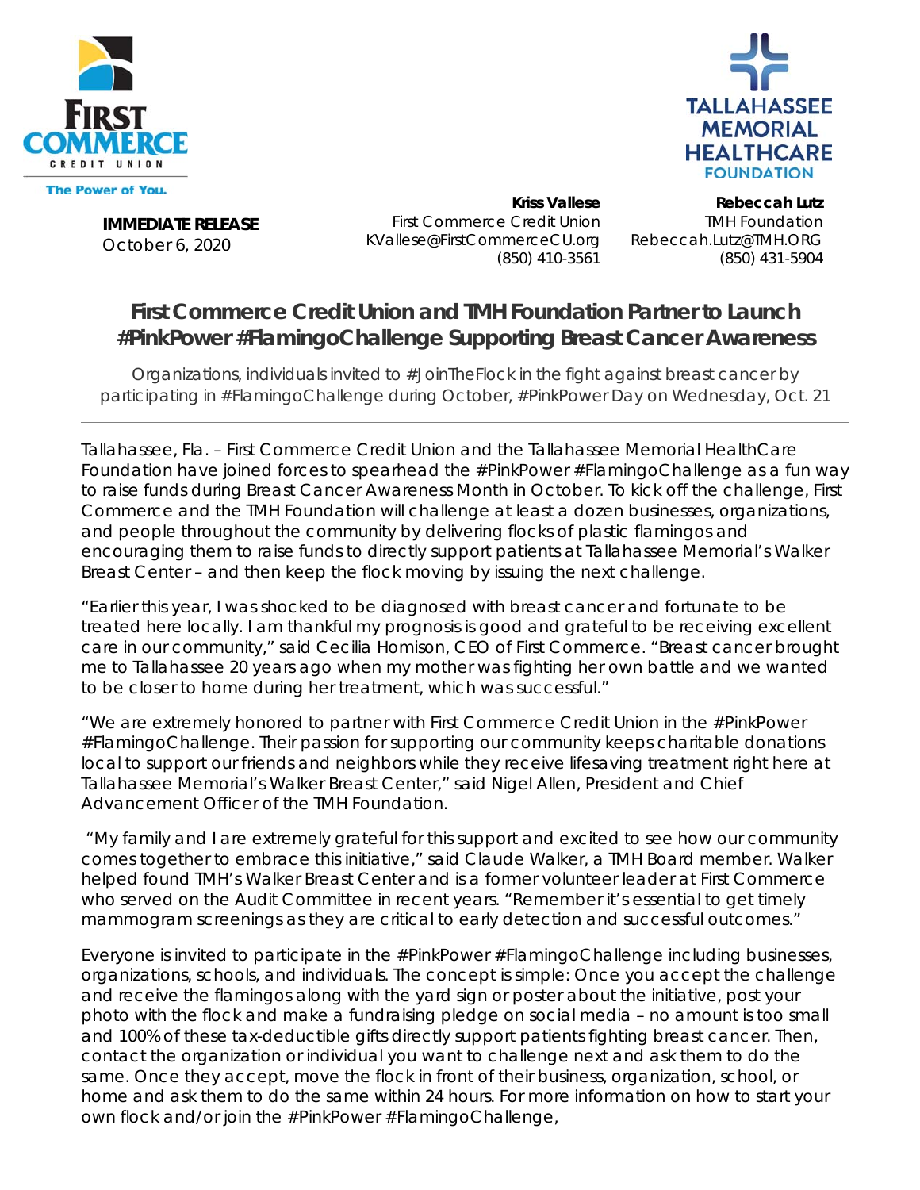First Commerce Credit Union

The Power of You.

Tallahassee Memorial HealthCare Foundation

**IMMEDIATE RELEASE**
October 6, 2020

**Kriss Vallese**
First Commerce Credit Union
KVallese@FirstCommerceCU.org
(850) 410-3561

**Rebeccah Lutz**
TMH Foundation
Rebeccah.Lutz@TMH.ORG
(850) 431-5904

## First Commerce Credit Union and TMH Foundation Partner to Launch #PinkPower #FlamingoChallenge Supporting Breast Cancer Awareness

*Organizations, individuals invited to #JoinTheFlock in the fight against breast cancer by participating in #FlamingoChallenge during October, #PinkPower Day on Wednesday, Oct. 21*

---

Tallahassee, Fla. – First Commerce Credit Union and the Tallahassee Memorial HealthCare Foundation have joined forces to spearhead the #PinkPower #FlamingoChallenge as a fun way to raise funds during Breast Cancer Awareness Month in October. To kick off the challenge, First Commerce and the TMH Foundation will challenge at least a dozen businesses, organizations, and people throughout the community by delivering flocks of plastic flamingos and encouraging them to raise funds to directly support patients at Tallahassee Memorial's Walker Breast Center – and then keep the flock moving by issuing the next challenge.

"Earlier this year, I was shocked to be diagnosed with breast cancer and fortunate to be treated here locally. I am thankful my prognosis is good and grateful to be receiving excellent care in our community," said Cecilia Homison, CEO of First Commerce. "Breast cancer brought me to Tallahassee 20 years ago when my mother was fighting her own battle and we wanted to be closer to home during her treatment, which was successful."

"We are extremely honored to partner with First Commerce Credit Union in the #PinkPower #FlamingoChallenge. Their passion for supporting our community keeps charitable donations local to support our friends and neighbors while they receive lifesaving treatment right here at Tallahassee Memorial's Walker Breast Center," said Nigel Allen, President and Chief Advancement Officer of the TMH Foundation.

"My family and I are extremely grateful for this support and excited to see how our community comes together to embrace this initiative," said Claude Walker, a TMH Board member. Walker helped found TMH's Walker Breast Center and is a former volunteer leader at First Commerce who served on the Audit Committee in recent years. "Remember it's essential to get timely mammogram screenings as they are critical to early detection and successful outcomes."

Everyone is invited to participate in the #PinkPower #FlamingoChallenge including businesses, organizations, schools, and individuals. The concept is simple: Once you accept the challenge and receive the flamingos along with the yard sign or poster about the initiative, post your photo with the flock and make a fundraising pledge on social media – no amount is too small and 100% of these tax-deductible gifts directly support patients fighting breast cancer. Then, contact the organization or individual you want to challenge next and ask them to do the same. Once they accept, move the flock in front of their business, organization, school, or home and ask them to do the same within 24 hours. For more information on how to start your own flock and/or join the #PinkPower #FlamingoChallenge,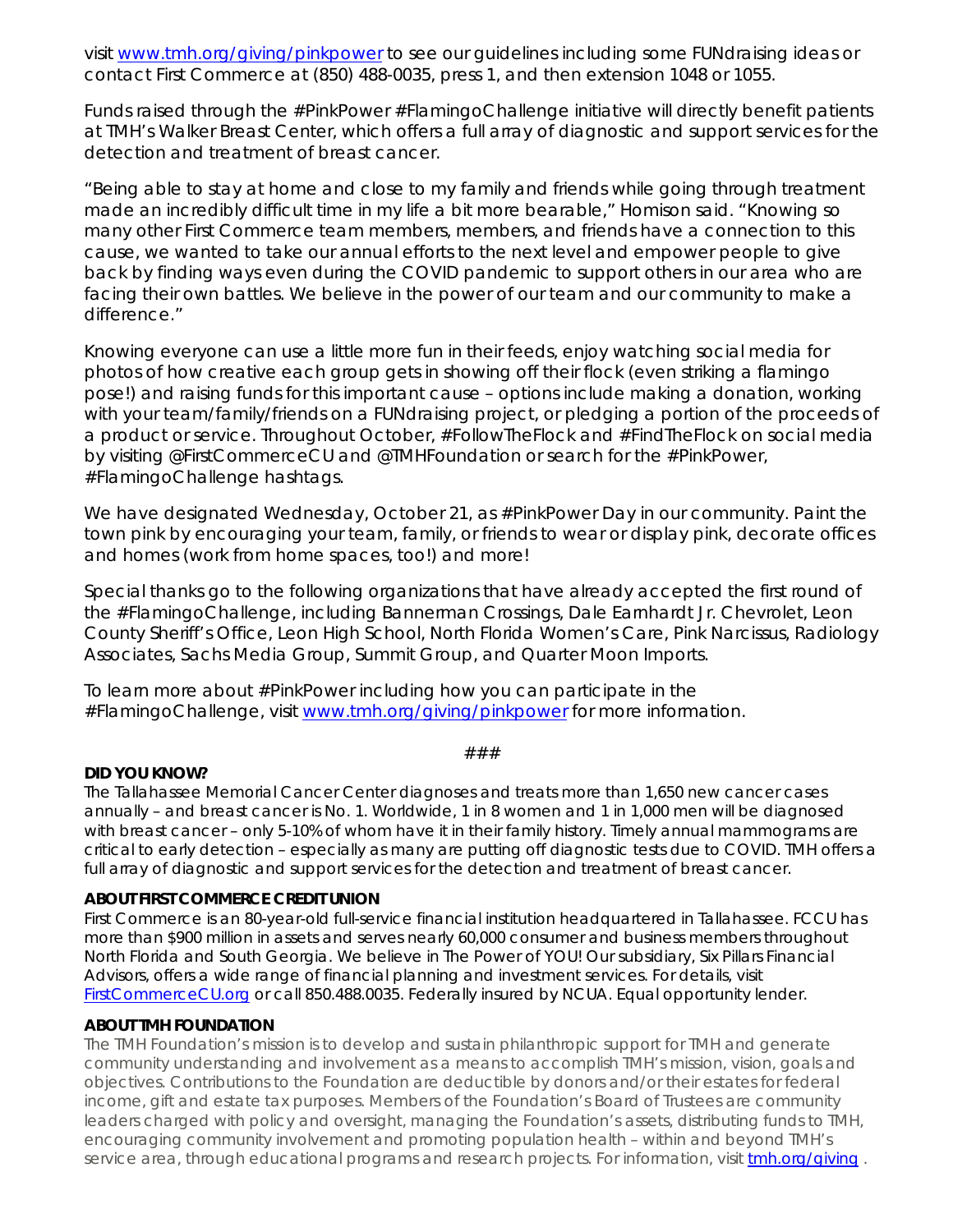visit [www.tmh.org/giving/pinkpower](www.tmh.org/giving/pinkpower) to see our guidelines including some FUNdraising ideas or contact First Commerce at (850) 488-0035, press 1, and then extension 1048 or 1055.

Funds raised through the #PinkPower #FlamingoChallenge initiative will directly benefit patients at TMH's Walker Breast Center, which offers a full array of diagnostic and support services for the detection and treatment of breast cancer.

"Being able to stay at home and close to my family and friends while going through treatment made an incredibly difficult time in my life a bit more bearable," Homison said. "Knowing so many other First Commerce team members, members, and friends have a connection to this cause, we wanted to take our annual efforts to the next level and empower people to give back by finding ways even during the COVID pandemic to support others in our area who are facing their own battles. We believe in the power of our team and our community to make a difference."

Knowing everyone can use a little more fun in their feeds, enjoy watching social media for photos of how creative each group gets in showing off their flock (even striking a flamingo pose!) and raising funds for this important cause – options include making a donation, working with your team/family/friends on a FUNdraising project, or pledging a portion of the proceeds of a product or service. Throughout October, #FollowTheFlock and #FindTheFlock on social media by visiting @FirstCommerceCU and @TMHFoundation or search for the #PinkPower, #FlamingoChallenge hashtags.

We have designated Wednesday, October 21, as #PinkPower Day in our community. Paint the town pink by encouraging your team, family, or friends to wear or display pink, decorate offices and homes (work from home spaces, too!) and more!

Special thanks go to the following organizations that have already accepted the first round of the #FlamingoChallenge, including Bannerman Crossings, Dale Earnhardt Jr. Chevrolet, Leon County Sheriff's Office, Leon High School, North Florida Women's Care, Pink Narcissus, Radiology Associates, Sachs Media Group, Summit Group, and Quarter Moon Imports.

To learn more about #PinkPower including how you can participate in the #FlamingoChallenge, visit [www.tmh.org/giving/pinkpower](www.tmh.org/giving/pinkpower) for more information.

###

**DID YOU KNOW?**

The Tallahassee Memorial Cancer Center diagnoses and treats more than 1,650 new cancer cases annually – and breast cancer is No. 1. Worldwide, 1 in 8 women and 1 in 1,000 men will be diagnosed with breast cancer – only 5-10% of whom have it in their family history. Timely annual mammograms are critical to early detection – especially as many are putting off diagnostic tests due to COVID. TMH offers a full array of diagnostic and support services for the detection and treatment of breast cancer.

**ABOUT FIRST COMMERCE CREDIT UNION**

First Commerce is an 80-year-old full-service financial institution headquartered in Tallahassee. FCCU has more than $900 million in assets and serves nearly 60,000 consumer and business members throughout North Florida and South Georgia. We believe in The Power of YOU! Our subsidiary, Six Pillars Financial Advisors, offers a wide range of financial planning and investment services. For details, visit [FirstCommerceCU.org](FirstCommerceCU.org) or call 850.488.0035. Federally insured by NCUA. Equal opportunity lender.

**ABOUT TMH FOUNDATION**

The TMH Foundation's mission is to develop and sustain philanthropic support for TMH and generate community understanding and involvement as a means to accomplish TMH's mission, vision, goals and objectives. Contributions to the Foundation are deductible by donors and/or their estates for federal income, gift and estate tax purposes. Members of the Foundation's Board of Trustees are community leaders charged with policy and oversight, managing the Foundation's assets, distributing funds to TMH, encouraging community involvement and promoting population health – within and beyond TMH's service area, through educational programs and research projects. For information, visit [tmh.org/giving](tmh.org/giving) .